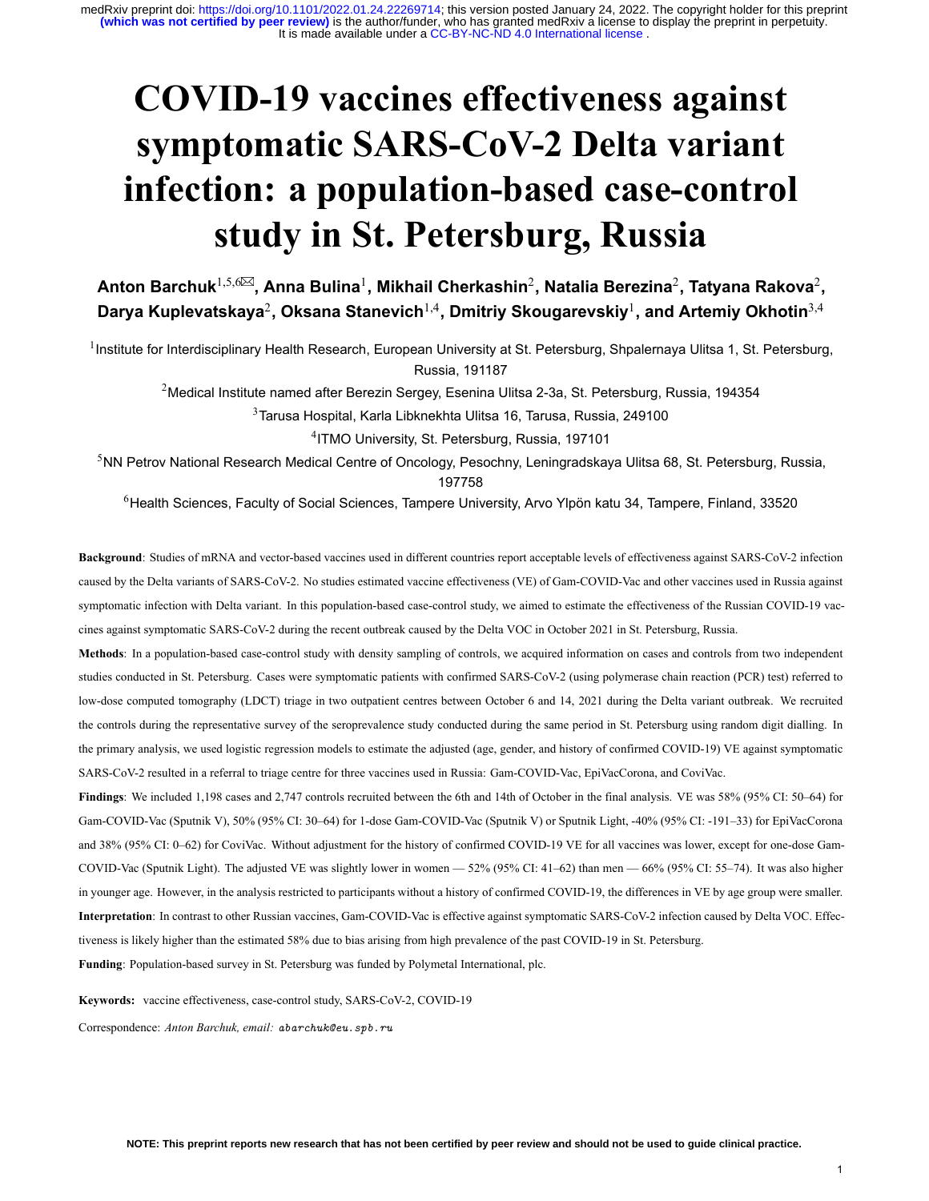# COVID-19 vaccines effectiveness against symptomatic SARS-CoV-2 Delta variant infection: a population-based case-control study in St. Petersburg, Russia

**Anton Barchuk**[1,5,6✉], **Anna Bulina**[1], **Mikhail Cherkashin**[2], **Natalia Berezina**[2], **Tatyana Rakova**[2], **Darya Kuplevatskaya**[2], **Oksana Stanevich**[1,4], **Dmitriy Skougarevskiy**[1], **and Artemiy Okhotin**[3,4]

[1]Institute for Interdisciplinary Health Research, European University at St. Petersburg, Shpalernaya Ulitsa 1, St. Petersburg, Russia, 191187

[2]Medical Institute named after Berezin Sergey, Esenina Ulitsa 2-3a, St. Petersburg, Russia, 194354

[3]Tarusa Hospital, Karla Libknekhta Ulitsa 16, Tarusa, Russia, 249100

[4]ITMO University, St. Petersburg, Russia, 197101

[5]NN Petrov National Research Medical Centre of Oncology, Pesochny, Leningradskaya Ulitsa 68, St. Petersburg, Russia, 197758

[6]Health Sciences, Faculty of Social Sciences, Tampere University, Arvo Ylpön katu 34, Tampere, Finland, 33520

**Background**: Studies of mRNA and vector-based vaccines used in different countries report acceptable levels of effectiveness against SARS-CoV-2 infection caused by the Delta variants of SARS-CoV-2. No studies estimated vaccine effectiveness (VE) of Gam-COVID-Vac and other vaccines used in Russia against symptomatic infection with Delta variant. In this population-based case-control study, we aimed to estimate the effectiveness of the Russian COVID-19 vaccines against symptomatic SARS-CoV-2 during the recent outbreak caused by the Delta VOC in October 2021 in St. Petersburg, Russia.

**Methods**: In a population-based case-control study with density sampling of controls, we acquired information on cases and controls from two independent studies conducted in St. Petersburg. Cases were symptomatic patients with confirmed SARS-CoV-2 (using polymerase chain reaction (PCR) test) referred to low-dose computed tomography (LDCT) triage in two outpatient centres between October 6 and 14, 2021 during the Delta variant outbreak. We recruited the controls during the representative survey of the seroprevalence study conducted during the same period in St. Petersburg using random digit dialling. In the primary analysis, we used logistic regression models to estimate the adjusted (age, gender, and history of confirmed COVID-19) VE against symptomatic SARS-CoV-2 resulted in a referral to triage centre for three vaccines used in Russia: Gam-COVID-Vac, EpiVacCorona, and CoviVac.

**Findings**: We included 1,198 cases and 2,747 controls recruited between the 6th and 14th of October in the final analysis. VE was 58% (95% CI: 50–64) for Gam-COVID-Vac (Sputnik V), 50% (95% CI: 30–64) for 1-dose Gam-COVID-Vac (Sputnik V) or Sputnik Light, -40% (95% CI: -191–33) for EpiVacCorona and 38% (95% CI: 0–62) for CoviVac. Without adjustment for the history of confirmed COVID-19 VE for all vaccines was lower, except for one-dose Gam-COVID-Vac (Sputnik Light). The adjusted VE was slightly lower in women — 52% (95% CI: 41–62) than men — 66% (95% CI: 55–74). It was also higher in younger age. However, in the analysis restricted to participants without a history of confirmed COVID-19, the differences in VE by age group were smaller.

**Interpretation**: In contrast to other Russian vaccines, Gam-COVID-Vac is effective against symptomatic SARS-CoV-2 infection caused by Delta VOC. Effectiveness is likely higher than the estimated 58% due to bias arising from high prevalence of the past COVID-19 in St. Petersburg.

**Funding**: Population-based survey in St. Petersburg was funded by Polymetal International, plc.

**Keywords:** vaccine effectiveness, case-control study, SARS-CoV-2, COVID-19

Correspondence: *Anton Barchuk, email:* abarchuk@eu.spb.ru

**NOTE: This preprint reports new research that has not been certified by peer review and should not be used to guide clinical practice.**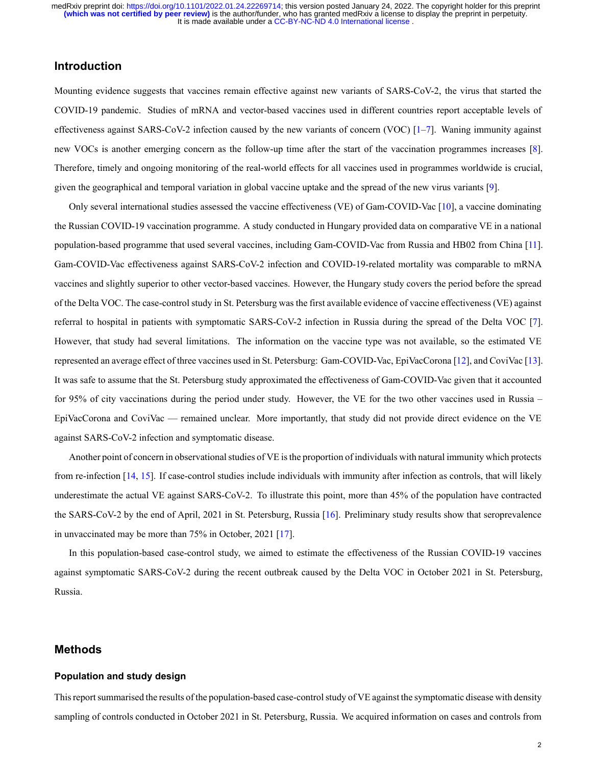## Introduction

Mounting evidence suggests that vaccines remain effective against new variants of SARS-CoV-2, the virus that started the COVID-19 pandemic. Studies of mRNA and vector-based vaccines used in different countries report acceptable levels of effectiveness against SARS-CoV-2 infection caused by the new variants of concern (VOC) [1–7]. Waning immunity against new VOCs is another emerging concern as the follow-up time after the start of the vaccination programmes increases [8]. Therefore, timely and ongoing monitoring of the real-world effects for all vaccines used in programmes worldwide is crucial, given the geographical and temporal variation in global vaccine uptake and the spread of the new virus variants [9].

Only several international studies assessed the vaccine effectiveness (VE) of Gam-COVID-Vac [10], a vaccine dominating the Russian COVID-19 vaccination programme. A study conducted in Hungary provided data on comparative VE in a national population-based programme that used several vaccines, including Gam-COVID-Vac from Russia and HB02 from China [11]. Gam-COVID-Vac effectiveness against SARS-CoV-2 infection and COVID-19-related mortality was comparable to mRNA vaccines and slightly superior to other vector-based vaccines. However, the Hungary study covers the period before the spread of the Delta VOC. The case-control study in St. Petersburg was the first available evidence of vaccine effectiveness (VE) against referral to hospital in patients with symptomatic SARS-CoV-2 infection in Russia during the spread of the Delta VOC [7]. However, that study had several limitations. The information on the vaccine type was not available, so the estimated VE represented an average effect of three vaccines used in St. Petersburg: Gam-COVID-Vac, EpiVacCorona [12], and CoviVac [13]. It was safe to assume that the St. Petersburg study approximated the effectiveness of Gam-COVID-Vac given that it accounted for 95% of city vaccinations during the period under study. However, the VE for the two other vaccines used in Russia – EpiVacCorona and CoviVac — remained unclear. More importantly, that study did not provide direct evidence on the VE against SARS-CoV-2 infection and symptomatic disease.

Another point of concern in observational studies of VE is the proportion of individuals with natural immunity which protects from re-infection [14, 15]. If case-control studies include individuals with immunity after infection as controls, that will likely underestimate the actual VE against SARS-CoV-2. To illustrate this point, more than 45% of the population have contracted the SARS-CoV-2 by the end of April, 2021 in St. Petersburg, Russia [16]. Preliminary study results show that seroprevalence in unvaccinated may be more than 75% in October, 2021 [17].

In this population-based case-control study, we aimed to estimate the effectiveness of the Russian COVID-19 vaccines against symptomatic SARS-CoV-2 during the recent outbreak caused by the Delta VOC in October 2021 in St. Petersburg, Russia.

## Methods

### Population and study design

This report summarised the results of the population-based case-control study of VE against the symptomatic disease with density sampling of controls conducted in October 2021 in St. Petersburg, Russia. We acquired information on cases and controls from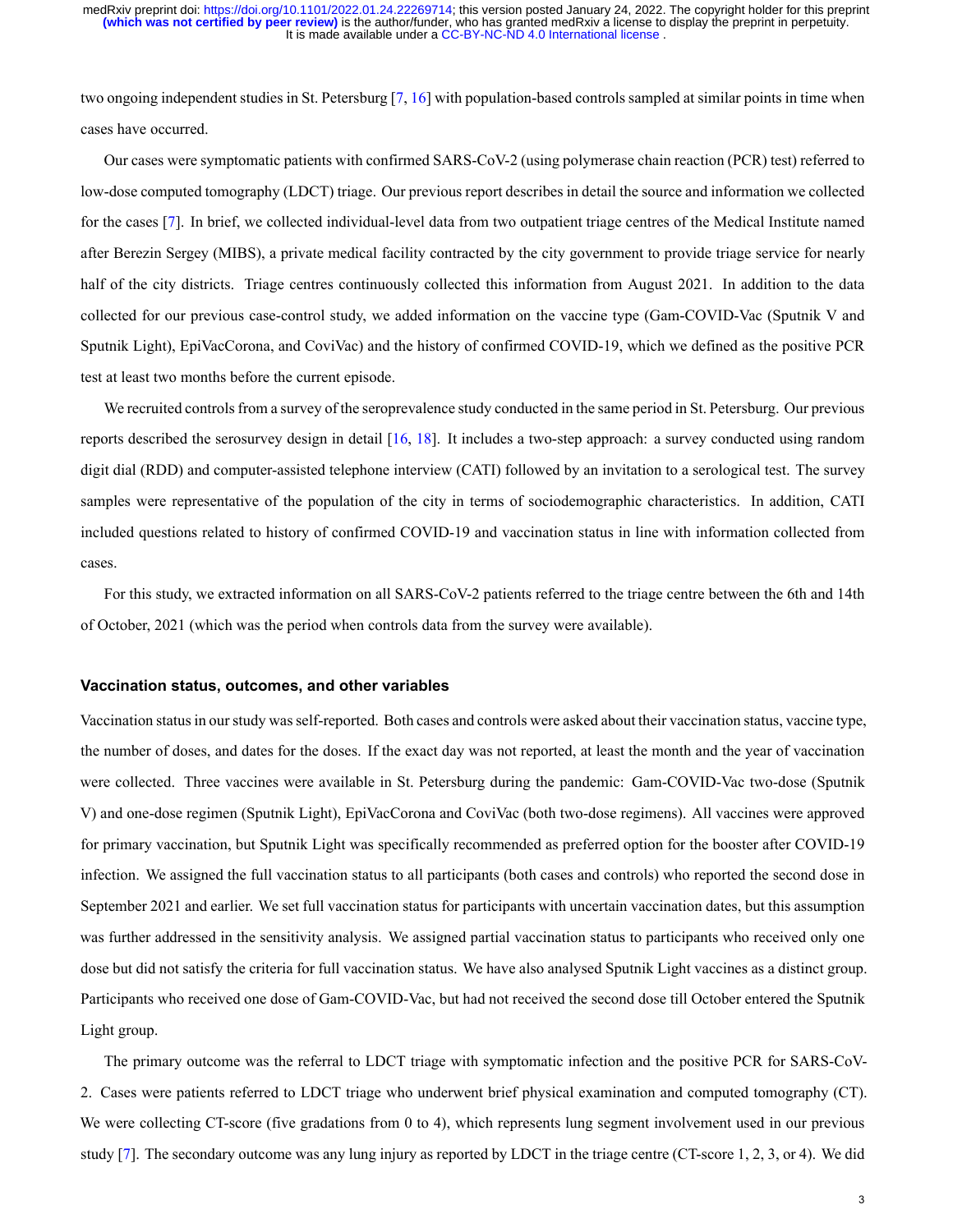two ongoing independent studies in St. Petersburg [7, 16] with population-based controls sampled at similar points in time when cases have occurred.

Our cases were symptomatic patients with confirmed SARS-CoV-2 (using polymerase chain reaction (PCR) test) referred to low-dose computed tomography (LDCT) triage. Our previous report describes in detail the source and information we collected for the cases [7]. In brief, we collected individual-level data from two outpatient triage centres of the Medical Institute named after Berezin Sergey (MIBS), a private medical facility contracted by the city government to provide triage service for nearly half of the city districts. Triage centres continuously collected this information from August 2021. In addition to the data collected for our previous case-control study, we added information on the vaccine type (Gam-COVID-Vac (Sputnik V and Sputnik Light), EpiVacCorona, and CoviVac) and the history of confirmed COVID-19, which we defined as the positive PCR test at least two months before the current episode.

We recruited controls from a survey of the seroprevalence study conducted in the same period in St. Petersburg. Our previous reports described the serosurvey design in detail [16, 18]. It includes a two-step approach: a survey conducted using random digit dial (RDD) and computer-assisted telephone interview (CATI) followed by an invitation to a serological test. The survey samples were representative of the population of the city in terms of sociodemographic characteristics. In addition, CATI included questions related to history of confirmed COVID-19 and vaccination status in line with information collected from cases.

For this study, we extracted information on all SARS-CoV-2 patients referred to the triage centre between the 6th and 14th of October, 2021 (which was the period when controls data from the survey were available).

### Vaccination status, outcomes, and other variables

Vaccination status in our study was self-reported. Both cases and controls were asked about their vaccination status, vaccine type, the number of doses, and dates for the doses. If the exact day was not reported, at least the month and the year of vaccination were collected. Three vaccines were available in St. Petersburg during the pandemic: Gam-COVID-Vac two-dose (Sputnik V) and one-dose regimen (Sputnik Light), EpiVacCorona and CoviVac (both two-dose regimens). All vaccines were approved for primary vaccination, but Sputnik Light was specifically recommended as preferred option for the booster after COVID-19 infection. We assigned the full vaccination status to all participants (both cases and controls) who reported the second dose in September 2021 and earlier. We set full vaccination status for participants with uncertain vaccination dates, but this assumption was further addressed in the sensitivity analysis. We assigned partial vaccination status to participants who received only one dose but did not satisfy the criteria for full vaccination status. We have also analysed Sputnik Light vaccines as a distinct group. Participants who received one dose of Gam-COVID-Vac, but had not received the second dose till October entered the Sputnik Light group.

The primary outcome was the referral to LDCT triage with symptomatic infection and the positive PCR for SARS-CoV-2. Cases were patients referred to LDCT triage who underwent brief physical examination and computed tomography (CT). We were collecting CT-score (five gradations from 0 to 4), which represents lung segment involvement used in our previous study [7]. The secondary outcome was any lung injury as reported by LDCT in the triage centre (CT-score 1, 2, 3, or 4). We did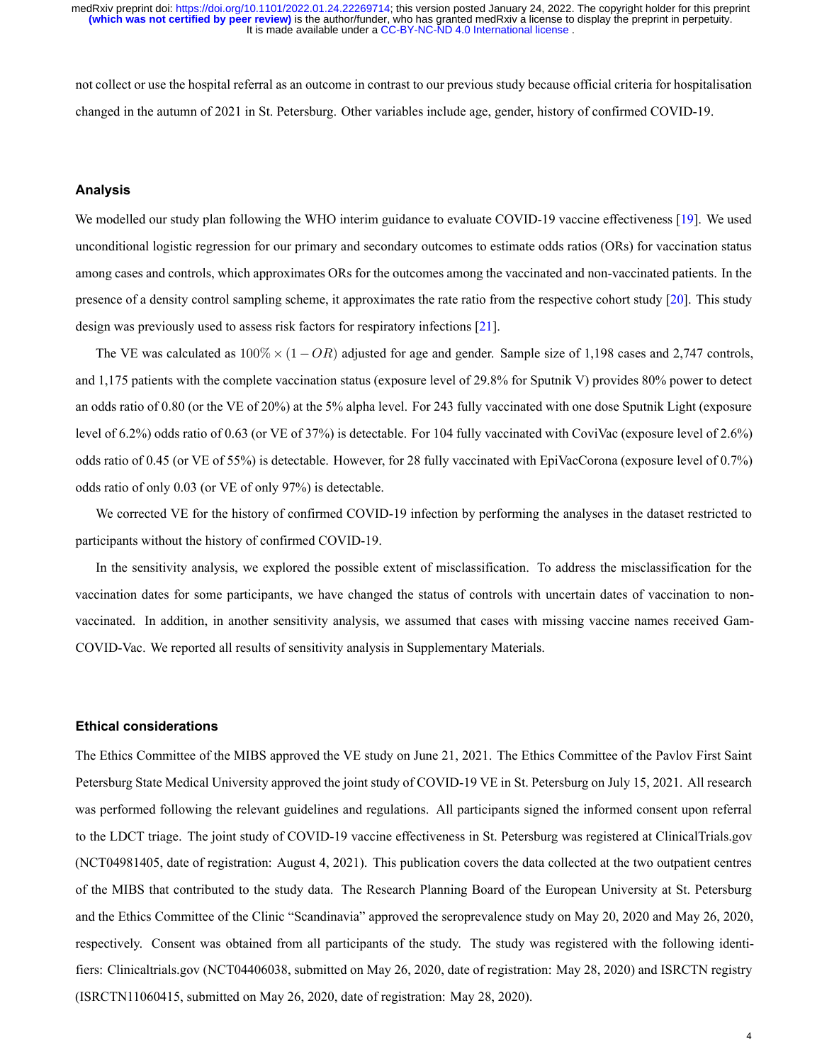not collect or use the hospital referral as an outcome in contrast to our previous study because official criteria for hospitalisation changed in the autumn of 2021 in St. Petersburg. Other variables include age, gender, history of confirmed COVID-19.

### Analysis

We modelled our study plan following the WHO interim guidance to evaluate COVID-19 vaccine effectiveness [19]. We used unconditional logistic regression for our primary and secondary outcomes to estimate odds ratios (ORs) for vaccination status among cases and controls, which approximates ORs for the outcomes among the vaccinated and non-vaccinated patients. In the presence of a density control sampling scheme, it approximates the rate ratio from the respective cohort study [20]. This study design was previously used to assess risk factors for respiratory infections [21].

The VE was calculated as $100\% \times (1 - OR)$ adjusted for age and gender. Sample size of 1,198 cases and 2,747 controls, and 1,175 patients with the complete vaccination status (exposure level of 29.8% for Sputnik V) provides 80% power to detect an odds ratio of 0.80 (or the VE of 20%) at the 5% alpha level. For 243 fully vaccinated with one dose Sputnik Light (exposure level of 6.2%) odds ratio of 0.63 (or VE of 37%) is detectable. For 104 fully vaccinated with CoviVac (exposure level of 2.6%) odds ratio of 0.45 (or VE of 55%) is detectable. However, for 28 fully vaccinated with EpiVacCorona (exposure level of 0.7%) odds ratio of only 0.03 (or VE of only 97%) is detectable.

We corrected VE for the history of confirmed COVID-19 infection by performing the analyses in the dataset restricted to participants without the history of confirmed COVID-19.

In the sensitivity analysis, we explored the possible extent of misclassification. To address the misclassification for the vaccination dates for some participants, we have changed the status of controls with uncertain dates of vaccination to non-vaccinated. In addition, in another sensitivity analysis, we assumed that cases with missing vaccine names received Gam-COVID-Vac. We reported all results of sensitivity analysis in Supplementary Materials.

### Ethical considerations

The Ethics Committee of the MIBS approved the VE study on June 21, 2021. The Ethics Committee of the Pavlov First Saint Petersburg State Medical University approved the joint study of COVID-19 VE in St. Petersburg on July 15, 2021. All research was performed following the relevant guidelines and regulations. All participants signed the informed consent upon referral to the LDCT triage. The joint study of COVID-19 vaccine effectiveness in St. Petersburg was registered at ClinicalTrials.gov (NCT04981405, date of registration: August 4, 2021). This publication covers the data collected at the two outpatient centres of the MIBS that contributed to the study data. The Research Planning Board of the European University at St. Petersburg and the Ethics Committee of the Clinic "Scandinavia" approved the seroprevalence study on May 20, 2020 and May 26, 2020, respectively. Consent was obtained from all participants of the study. The study was registered with the following identifiers: Clinicaltrials.gov (NCT04406038, submitted on May 26, 2020, date of registration: May 28, 2020) and ISRCTN registry (ISRCTN11060415, submitted on May 26, 2020, date of registration: May 28, 2020).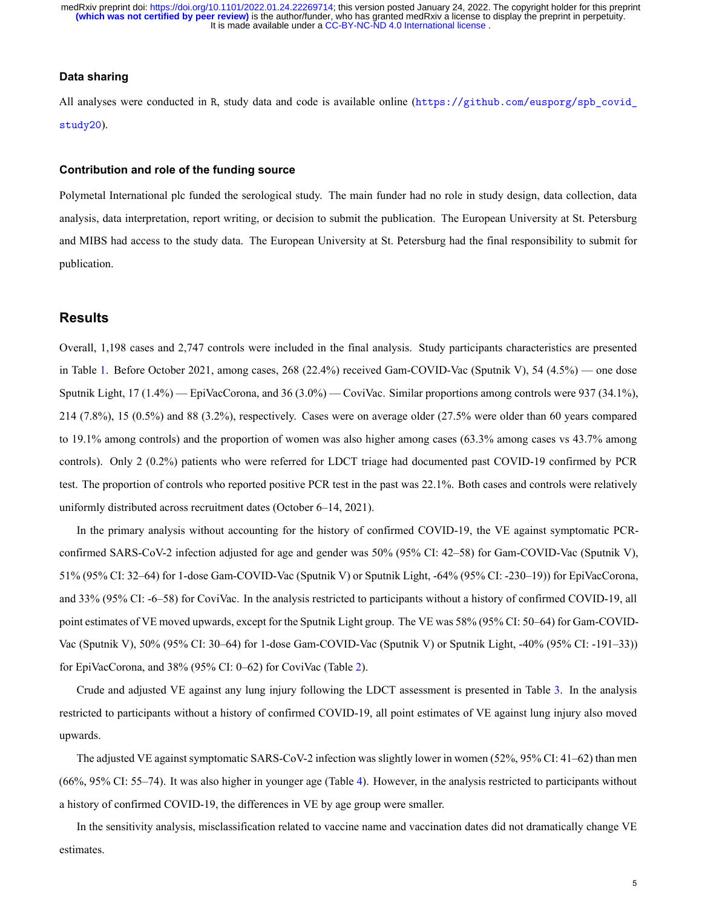### Data sharing

All analyses were conducted in R, study data and code is available online (https://github.com/eusporg/spb_covid_study20).

### Contribution and role of the funding source

Polymetal International plc funded the serological study. The main funder had no role in study design, data collection, data analysis, data interpretation, report writing, or decision to submit the publication. The European University at St. Petersburg and MIBS had access to the study data. The European University at St. Petersburg had the final responsibility to submit for publication.

## Results

Overall, 1,198 cases and 2,747 controls were included in the final analysis. Study participants characteristics are presented in Table 1. Before October 2021, among cases, 268 (22.4%) received Gam-COVID-Vac (Sputnik V), 54 (4.5%) — one dose Sputnik Light, 17 (1.4%) — EpiVacCorona, and 36 (3.0%) — CoviVac. Similar proportions among controls were 937 (34.1%), 214 (7.8%), 15 (0.5%) and 88 (3.2%), respectively. Cases were on average older (27.5% were older than 60 years compared to 19.1% among controls) and the proportion of women was also higher among cases (63.3% among cases vs 43.7% among controls). Only 2 (0.2%) patients who were referred for LDCT triage had documented past COVID-19 confirmed by PCR test. The proportion of controls who reported positive PCR test in the past was 22.1%. Both cases and controls were relatively uniformly distributed across recruitment dates (October 6–14, 2021).

In the primary analysis without accounting for the history of confirmed COVID-19, the VE against symptomatic PCR-confirmed SARS-CoV-2 infection adjusted for age and gender was 50% (95% CI: 42–58) for Gam-COVID-Vac (Sputnik V), 51% (95% CI: 32–64) for 1-dose Gam-COVID-Vac (Sputnik V) or Sputnik Light, -64% (95% CI: -230–19)) for EpiVacCorona, and 33% (95% CI: -6–58) for CoviVac. In the analysis restricted to participants without a history of confirmed COVID-19, all point estimates of VE moved upwards, except for the Sputnik Light group. The VE was 58% (95% CI: 50–64) for Gam-COVID-Vac (Sputnik V), 50% (95% CI: 30–64) for 1-dose Gam-COVID-Vac (Sputnik V) or Sputnik Light, -40% (95% CI: -191–33)) for EpiVacCorona, and 38% (95% CI: 0–62) for CoviVac (Table 2).

Crude and adjusted VE against any lung injury following the LDCT assessment is presented in Table 3. In the analysis restricted to participants without a history of confirmed COVID-19, all point estimates of VE against lung injury also moved upwards.

The adjusted VE against symptomatic SARS-CoV-2 infection was slightly lower in women (52%, 95% CI: 41–62) than men (66%, 95% CI: 55–74). It was also higher in younger age (Table 4). However, in the analysis restricted to participants without a history of confirmed COVID-19, the differences in VE by age group were smaller.

In the sensitivity analysis, misclassification related to vaccine name and vaccination dates did not dramatically change VE estimates.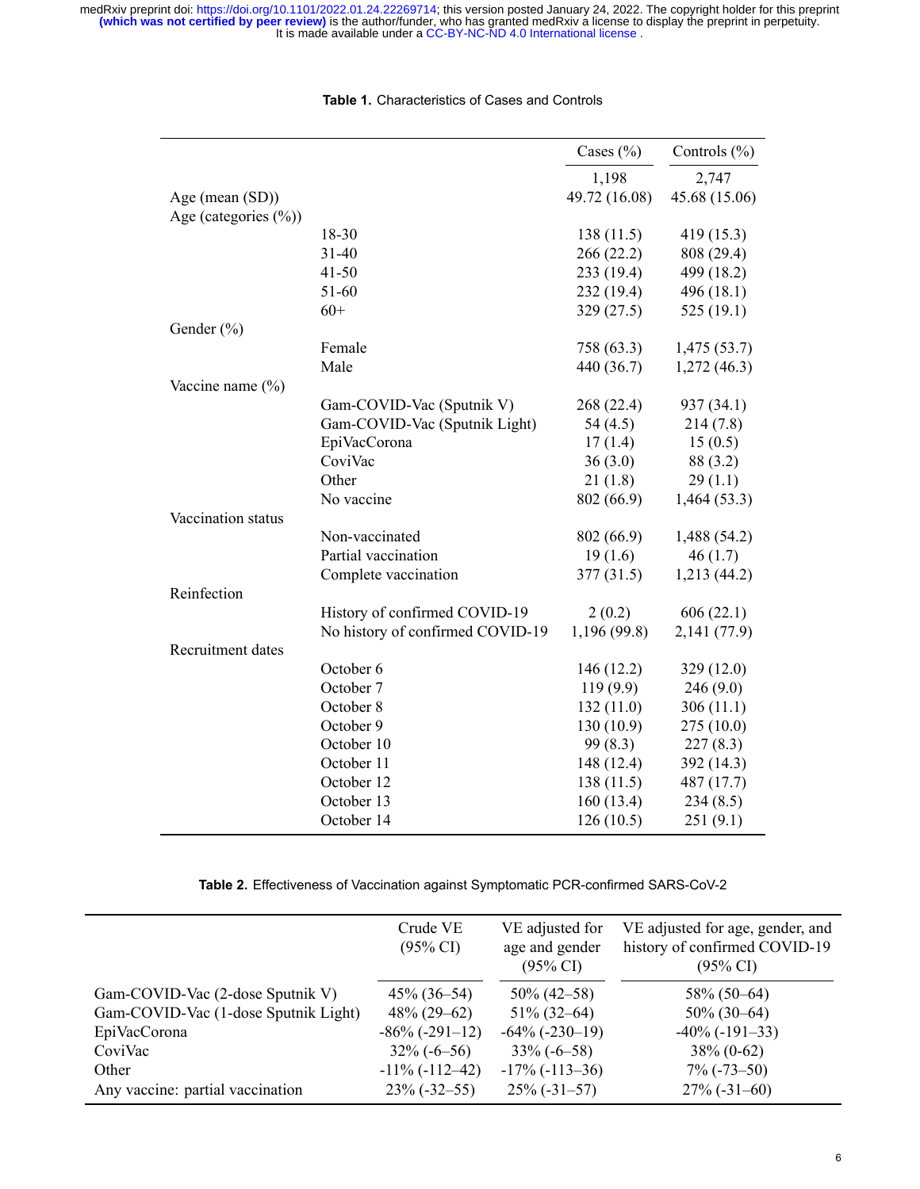**Table 1.** Characteristics of Cases and Controls

| | | Cases (%) | Controls (%) |
|---|---|---|---|
| | | 1,198 | 2,747 |
| Age (mean (SD)) | | 49.72 (16.08) | 45.68 (15.06) |
| Age (categories (%)) | | | |
| | 18-30 | 138 (11.5) | 419 (15.3) |
| | 31-40 | 266 (22.2) | 808 (29.4) |
| | 41-50 | 233 (19.4) | 499 (18.2) |
| | 51-60 | 232 (19.4) | 496 (18.1) |
| | 60+ | 329 (27.5) | 525 (19.1) |
| Gender (%) | | | |
| | Female | 758 (63.3) | 1,475 (53.7) |
| | Male | 440 (36.7) | 1,272 (46.3) |
| Vaccine name (%) | | | |
| | Gam-COVID-Vac (Sputnik V) | 268 (22.4) | 937 (34.1) |
| | Gam-COVID-Vac (Sputnik Light) | 54 (4.5) | 214 (7.8) |
| | EpiVacCorona | 17 (1.4) | 15 (0.5) |
| | CoviVac | 36 (3.0) | 88 (3.2) |
| | Other | 21 (1.8) | 29 (1.1) |
| | No vaccine | 802 (66.9) | 1,464 (53.3) |
| Vaccination status | | | |
| | Non-vaccinated | 802 (66.9) | 1,488 (54.2) |
| | Partial vaccination | 19 (1.6) | 46 (1.7) |
| | Complete vaccination | 377 (31.5) | 1,213 (44.2) |
| Reinfection | | | |
| | History of confirmed COVID-19 | 2 (0.2) | 606 (22.1) |
| | No history of confirmed COVID-19 | 1,196 (99.8) | 2,141 (77.9) |
| Recruitment dates | | | |
| | October 6 | 146 (12.2) | 329 (12.0) |
| | October 7 | 119 (9.9) | 246 (9.0) |
| | October 8 | 132 (11.0) | 306 (11.1) |
| | October 9 | 130 (10.9) | 275 (10.0) |
| | October 10 | 99 (8.3) | 227 (8.3) |
| | October 11 | 148 (12.4) | 392 (14.3) |
| | October 12 | 138 (11.5) | 487 (17.7) |
| | October 13 | 160 (13.4) | 234 (8.5) |
| | October 14 | 126 (10.5) | 251 (9.1) |

**Table 2.** Effectiveness of Vaccination against Symptomatic PCR-confirmed SARS-CoV-2

| | Crude VE (95% CI) | VE adjusted for age and gender (95% CI) | VE adjusted for age, gender, and history of confirmed COVID-19 (95% CI) |
|---|---|---|---|
| Gam-COVID-Vac (2-dose Sputnik V) | 45% (36–54) | 50% (42–58) | 58% (50–64) |
| Gam-COVID-Vac (1-dose Sputnik Light) | 48% (29–62) | 51% (32–64) | 50% (30–64) |
| EpiVacCorona | -86% (-291–12) | -64% (-230–19) | -40% (-191–33) |
| CoviVac | 32% (-6–56) | 33% (-6–58) | 38% (0-62) |
| Other | -11% (-112–42) | -17% (-113–36) | 7% (-73–50) |
| Any vaccine: partial vaccination | 23% (-32–55) | 25% (-31–57) | 27% (-31–60) |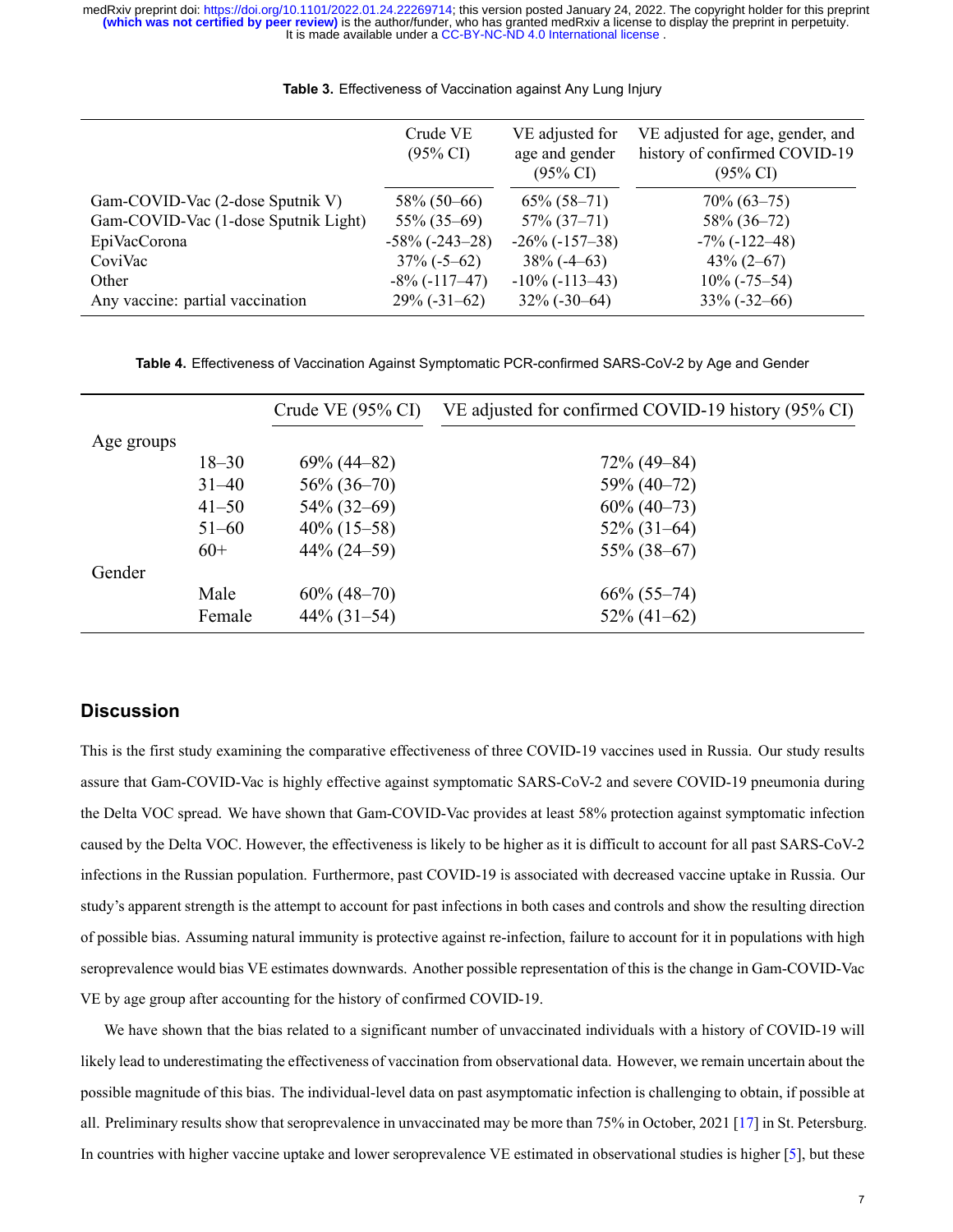**Table 3.** Effectiveness of Vaccination against Any Lung Injury

| | Crude VE (95% CI) | VE adjusted for age and gender (95% CI) | VE adjusted for age, gender, and history of confirmed COVID-19 (95% CI) |
|---|---|---|---|
| Gam-COVID-Vac (2-dose Sputnik V) | 58% (50–66) | 65% (58–71) | 70% (63–75) |
| Gam-COVID-Vac (1-dose Sputnik Light) | 55% (35–69) | 57% (37–71) | 58% (36–72) |
| EpiVacCorona | -58% (-243–28) | -26% (-157–38) | -7% (-122–48) |
| CoviVac | 37% (-5–62) | 38% (-4–63) | 43% (2–67) |
| Other | -8% (-117–47) | -10% (-113–43) | 10% (-75–54) |
| Any vaccine: partial vaccination | 29% (-31–62) | 32% (-30–64) | 33% (-32–66) |

**Table 4.** Effectiveness of Vaccination Against Symptomatic PCR-confirmed SARS-CoV-2 by Age and Gender

| | | Crude VE (95% CI) | VE adjusted for confirmed COVID-19 history (95% CI) |
|---|---|---|---|
| Age groups | | | |
| | 18–30 | 69% (44–82) | 72% (49–84) |
| | 31–40 | 56% (36–70) | 59% (40–72) |
| | 41–50 | 54% (32–69) | 60% (40–73) |
| | 51–60 | 40% (15–58) | 52% (31–64) |
| | 60+ | 44% (24–59) | 55% (38–67) |
| Gender | | | |
| | Male | 60% (48–70) | 66% (55–74) |
| | Female | 44% (31–54) | 52% (41–62) |

## Discussion

This is the first study examining the comparative effectiveness of three COVID-19 vaccines used in Russia. Our study results assure that Gam-COVID-Vac is highly effective against symptomatic SARS-CoV-2 and severe COVID-19 pneumonia during the Delta VOC spread. We have shown that Gam-COVID-Vac provides at least 58% protection against symptomatic infection caused by the Delta VOC. However, the effectiveness is likely to be higher as it is difficult to account for all past SARS-CoV-2 infections in the Russian population. Furthermore, past COVID-19 is associated with decreased vaccine uptake in Russia. Our study's apparent strength is the attempt to account for past infections in both cases and controls and show the resulting direction of possible bias. Assuming natural immunity is protective against re-infection, failure to account for it in populations with high seroprevalence would bias VE estimates downwards. Another possible representation of this is the change in Gam-COVID-Vac VE by age group after accounting for the history of confirmed COVID-19.

We have shown that the bias related to a significant number of unvaccinated individuals with a history of COVID-19 will likely lead to underestimating the effectiveness of vaccination from observational data. However, we remain uncertain about the possible magnitude of this bias. The individual-level data on past asymptomatic infection is challenging to obtain, if possible at all. Preliminary results show that seroprevalence in unvaccinated may be more than 75% in October, 2021 [17] in St. Petersburg. In countries with higher vaccine uptake and lower seroprevalence VE estimated in observational studies is higher [5], but these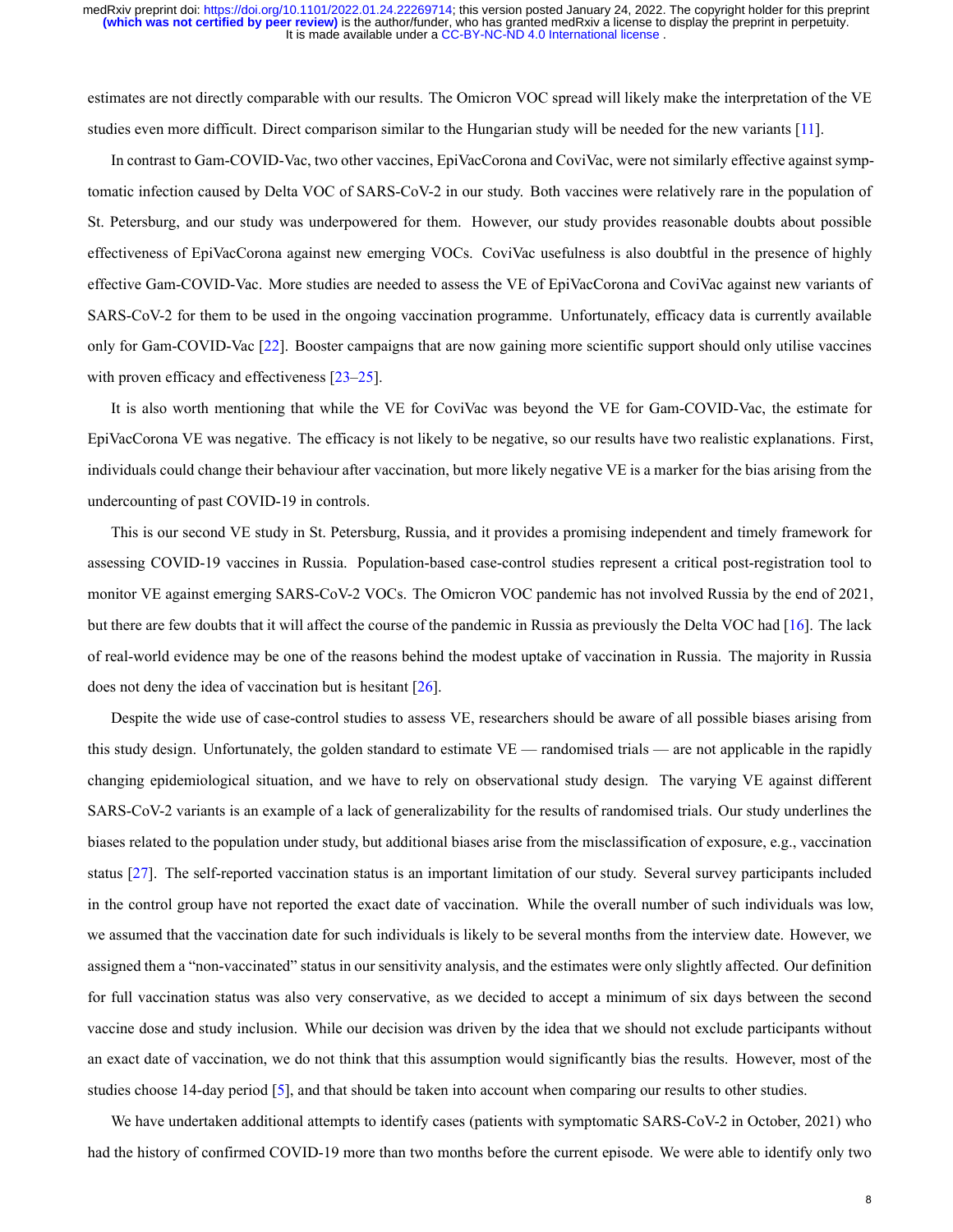estimates are not directly comparable with our results. The Omicron VOC spread will likely make the interpretation of the VE studies even more difficult. Direct comparison similar to the Hungarian study will be needed for the new variants [11].

In contrast to Gam-COVID-Vac, two other vaccines, EpiVacCorona and CoviVac, were not similarly effective against symptomatic infection caused by Delta VOC of SARS-CoV-2 in our study. Both vaccines were relatively rare in the population of St. Petersburg, and our study was underpowered for them. However, our study provides reasonable doubts about possible effectiveness of EpiVacCorona against new emerging VOCs. CoviVac usefulness is also doubtful in the presence of highly effective Gam-COVID-Vac. More studies are needed to assess the VE of EpiVacCorona and CoviVac against new variants of SARS-CoV-2 for them to be used in the ongoing vaccination programme. Unfortunately, efficacy data is currently available only for Gam-COVID-Vac [22]. Booster campaigns that are now gaining more scientific support should only utilise vaccines with proven efficacy and effectiveness [23–25].

It is also worth mentioning that while the VE for CoviVac was beyond the VE for Gam-COVID-Vac, the estimate for EpiVacCorona VE was negative. The efficacy is not likely to be negative, so our results have two realistic explanations. First, individuals could change their behaviour after vaccination, but more likely negative VE is a marker for the bias arising from the undercounting of past COVID-19 in controls.

This is our second VE study in St. Petersburg, Russia, and it provides a promising independent and timely framework for assessing COVID-19 vaccines in Russia. Population-based case-control studies represent a critical post-registration tool to monitor VE against emerging SARS-CoV-2 VOCs. The Omicron VOC pandemic has not involved Russia by the end of 2021, but there are few doubts that it will affect the course of the pandemic in Russia as previously the Delta VOC had [16]. The lack of real-world evidence may be one of the reasons behind the modest uptake of vaccination in Russia. The majority in Russia does not deny the idea of vaccination but is hesitant [26].

Despite the wide use of case-control studies to assess VE, researchers should be aware of all possible biases arising from this study design. Unfortunately, the golden standard to estimate VE — randomised trials — are not applicable in the rapidly changing epidemiological situation, and we have to rely on observational study design. The varying VE against different SARS-CoV-2 variants is an example of a lack of generalizability for the results of randomised trials. Our study underlines the biases related to the population under study, but additional biases arise from the misclassification of exposure, e.g., vaccination status [27]. The self-reported vaccination status is an important limitation of our study. Several survey participants included in the control group have not reported the exact date of vaccination. While the overall number of such individuals was low, we assumed that the vaccination date for such individuals is likely to be several months from the interview date. However, we assigned them a "non-vaccinated" status in our sensitivity analysis, and the estimates were only slightly affected. Our definition for full vaccination status was also very conservative, as we decided to accept a minimum of six days between the second vaccine dose and study inclusion. While our decision was driven by the idea that we should not exclude participants without an exact date of vaccination, we do not think that this assumption would significantly bias the results. However, most of the studies choose 14-day period [5], and that should be taken into account when comparing our results to other studies.

We have undertaken additional attempts to identify cases (patients with symptomatic SARS-CoV-2 in October, 2021) who had the history of confirmed COVID-19 more than two months before the current episode. We were able to identify only two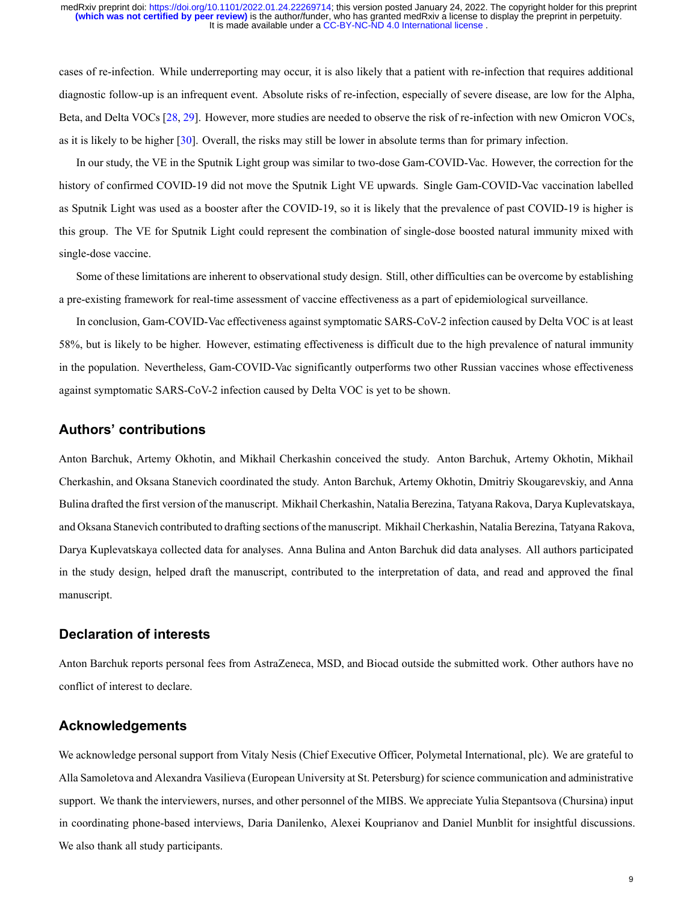cases of re-infection. While underreporting may occur, it is also likely that a patient with re-infection that requires additional diagnostic follow-up is an infrequent event. Absolute risks of re-infection, especially of severe disease, are low for the Alpha, Beta, and Delta VOCs [28, 29]. However, more studies are needed to observe the risk of re-infection with new Omicron VOCs, as it is likely to be higher [30]. Overall, the risks may still be lower in absolute terms than for primary infection.

In our study, the VE in the Sputnik Light group was similar to two-dose Gam-COVID-Vac. However, the correction for the history of confirmed COVID-19 did not move the Sputnik Light VE upwards. Single Gam-COVID-Vac vaccination labelled as Sputnik Light was used as a booster after the COVID-19, so it is likely that the prevalence of past COVID-19 is higher is this group. The VE for Sputnik Light could represent the combination of single-dose boosted natural immunity mixed with single-dose vaccine.

Some of these limitations are inherent to observational study design. Still, other difficulties can be overcome by establishing a pre-existing framework for real-time assessment of vaccine effectiveness as a part of epidemiological surveillance.

In conclusion, Gam-COVID-Vac effectiveness against symptomatic SARS-CoV-2 infection caused by Delta VOC is at least 58%, but is likely to be higher. However, estimating effectiveness is difficult due to the high prevalence of natural immunity in the population. Nevertheless, Gam-COVID-Vac significantly outperforms two other Russian vaccines whose effectiveness against symptomatic SARS-CoV-2 infection caused by Delta VOC is yet to be shown.

## Authors' contributions

Anton Barchuk, Artemy Okhotin, and Mikhail Cherkashin conceived the study. Anton Barchuk, Artemy Okhotin, Mikhail Cherkashin, and Oksana Stanevich coordinated the study. Anton Barchuk, Artemy Okhotin, Dmitriy Skougarevskiy, and Anna Bulina drafted the first version of the manuscript. Mikhail Cherkashin, Natalia Berezina, Tatyana Rakova, Darya Kuplevatskaya, and Oksana Stanevich contributed to drafting sections of the manuscript. Mikhail Cherkashin, Natalia Berezina, Tatyana Rakova, Darya Kuplevatskaya collected data for analyses. Anna Bulina and Anton Barchuk did data analyses. All authors participated in the study design, helped draft the manuscript, contributed to the interpretation of data, and read and approved the final manuscript.

## Declaration of interests

Anton Barchuk reports personal fees from AstraZeneca, MSD, and Biocad outside the submitted work. Other authors have no conflict of interest to declare.

## Acknowledgements

We acknowledge personal support from Vitaly Nesis (Chief Executive Officer, Polymetal International, plc). We are grateful to Alla Samoletova and Alexandra Vasilieva (European University at St. Petersburg) for science communication and administrative support. We thank the interviewers, nurses, and other personnel of the MIBS. We appreciate Yulia Stepantsova (Chursina) input in coordinating phone-based interviews, Daria Danilenko, Alexei Kouprianov and Daniel Munblit for insightful discussions. We also thank all study participants.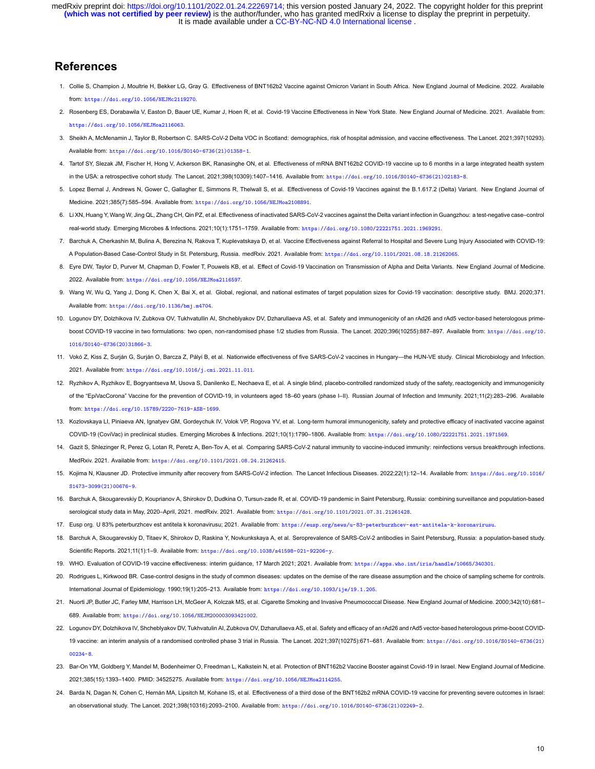## References

1. Collie S, Champion J, Moultrie H, Bekker LG, Gray G. Effectiveness of BNT162b2 Vaccine against Omicron Variant in South Africa. New England Journal of Medicine. 2022. Available from: https://doi.org/10.1056/NEJMc2119270.
2. Rosenberg ES, Dorabawila V, Easton D, Bauer UE, Kumar J, Hoen R, et al. Covid-19 Vaccine Effectiveness in New York State. New England Journal of Medicine. 2021. Available from: https://doi.org/10.1056/NEJMoa2116063.
3. Sheikh A, McMenamin J, Taylor B, Robertson C. SARS-CoV-2 Delta VOC in Scotland: demographics, risk of hospital admission, and vaccine effectiveness. The Lancet. 2021;397(10293). Available from: https://doi.org/10.1016/S0140-6736(21)01358-1.
4. Tartof SY, Slezak JM, Fischer H, Hong V, Ackerson BK, Ranasinghe ON, et al. Effectiveness of mRNA BNT162b2 COVID-19 vaccine up to 6 months in a large integrated health system in the USA: a retrospective cohort study. The Lancet. 2021;398(10309):1407–1416. Available from: https://doi.org/10.1016/S0140-6736(21)02183-8.
5. Lopez Bernal J, Andrews N, Gower C, Gallagher E, Simmons R, Thelwall S, et al. Effectiveness of Covid-19 Vaccines against the B.1.617.2 (Delta) Variant. New England Journal of Medicine. 2021;385(7):585–594. Available from: https://doi.org/10.1056/NEJMoa2108891.
6. Li XN, Huang Y, Wang W, Jing QL, Zhang CH, Qin PZ, et al. Effectiveness of inactivated SARS-CoV-2 vaccines against the Delta variant infection in Guangzhou: a test-negative case–control real-world study. Emerging Microbes & Infections. 2021;10(1):1751–1759. Available from: https://doi.org/10.1080/22221751.2021.1969291.
7. Barchuk A, Cherkashin M, Bulina A, Berezina N, Rakova T, Kuplevatskaya D, et al. Vaccine Effectiveness against Referral to Hospital and Severe Lung Injury Associated with COVID-19: A Population-Based Case-Control Study in St. Petersburg, Russia. medRxiv. 2021. Available from: https://doi.org/10.1101/2021.08.18.21262065.
8. Eyre DW, Taylor D, Purver M, Chapman D, Fowler T, Pouwels KB, et al. Effect of Covid-19 Vaccination on Transmission of Alpha and Delta Variants. New England Journal of Medicine. 2022. Available from: https://doi.org/10.1056/NEJMoa2116597.
9. Wang W, Wu Q, Yang J, Dong K, Chen X, Bai X, et al. Global, regional, and national estimates of target population sizes for Covid-19 vaccination: descriptive study. BMJ. 2020;371. Available from: https://doi.org/10.1136/bmj.m4704.
10. Logunov DY, Dolzhikova IV, Zubkova OV, Tukhvatullin AI, Shcheblyakov DV, Dzharullaeva AS, et al. Safety and immunogenicity of an rAd26 and rAd5 vector-based heterologous prime-boost COVID-19 vaccine in two formulations: two open, non-randomised phase 1/2 studies from Russia. The Lancet. 2020;396(10255):887–897. Available from: https://doi.org/10.1016/S0140-6736(20)31866-3.
11. Vokó Z, Kiss Z, Surján G, Surján O, Barcza Z, Pályi B, et al. Nationwide effectiveness of five SARS-CoV-2 vaccines in Hungary—the HUN-VE study. Clinical Microbiology and Infection. 2021. Available from: https://doi.org/10.1016/j.cmi.2021.11.011.
12. Ryzhikov A, Ryzhikov E, Bogryantseva M, Usova S, Danilenko E, Nechaeva E, et al. A single blind, placebo-controlled randomized study of the safety, reactogenicity and immunogenicity of the "EpiVacCorona" Vaccine for the prevention of COVID-19, in volunteers aged 18–60 years (phase I–II). Russian Journal of Infection and Immunity. 2021;11(2):283–296. Available from: https://doi.org/10.15789/2220-7619-ASB-1699.
13. Kozlovskaya LI, Piniaeva AN, Ignatyev GM, Gordeychuk IV, Volok VP, Rogova YV, et al. Long-term humoral immunogenicity, safety and protective efficacy of inactivated vaccine against COVID-19 (CoviVac) in preclinical studies. Emerging Microbes & Infections. 2021;10(1):1790–1806. Available from: https://doi.org/10.1080/22221751.2021.1971569.
14. Gazit S, Shlezinger R, Perez G, Lotan R, Peretz A, Ben-Tov A, et al. Comparing SARS-CoV-2 natural immunity to vaccine-induced immunity: reinfections versus breakthrough infections. MedRxiv. 2021. Available from: https://doi.org/10.1101/2021.08.24.21262415.
15. Kojima N, Klausner JD. Protective immunity after recovery from SARS-CoV-2 infection. The Lancet Infectious Diseases. 2022;22(1):12–14. Available from: https://doi.org/10.1016/S1473-3099(21)00676-9.
16. Barchuk A, Skougarevskiy D, Kouprianov A, Shirokov D, Dudkina O, Tursun-zade R, et al. COVID-19 pandemic in Saint Petersburg, Russia: combining surveillance and population-based serological study data in May, 2020–April, 2021. medRxiv. 2021. Available from: https://doi.org/10.1101/2021.07.31.21261428.
17. Eusp org. U 83% peterburzhcev est antitela k koronavirusu; 2021. Available from: https://eusp.org/news/u-83-peterburzhcev-est-antitela-k-koronavirusu.
18. Barchuk A, Skougarevskiy D, Titaev K, Shirokov D, Raskina Y, Novkunkskaya A, et al. Seroprevalence of SARS-CoV-2 antibodies in Saint Petersburg, Russia: a population-based study. Scientific Reports. 2021;11(1):1–9. Available from: https://doi.org/10.1038/s41598-021-92206-y.
19. WHO. Evaluation of COVID-19 vaccine effectiveness: interim guidance, 17 March 2021; 2021. Available from: https://apps.who.int/iris/handle/10665/340301.
20. Rodrigues L, Kirkwood BR. Case-control designs in the study of common diseases: updates on the demise of the rare disease assumption and the choice of sampling scheme for controls. International Journal of Epidemiology. 1990;19(1):205–213. Available from: https://doi.org/10.1093/ije/19.1.205.
21. Nuorti JP, Butler JC, Farley MM, Harrison LH, McGeer A, Kolczak MS, et al. Cigarette Smoking and Invasive Pneumococcal Disease. New England Journal of Medicine. 2000;342(10):681–689. Available from: https://doi.org/10.1056/NEJM200003093421002.
22. Logunov DY, Dolzhikova IV, Shcheblyakov DV, Tukhvatulin AI, Zubkova OV, Dzharullaeva AS, et al. Safety and efficacy of an rAd26 and rAd5 vector-based heterologous prime-boost COVID-19 vaccine: an interim analysis of a randomised controlled phase 3 trial in Russia. The Lancet. 2021;397(10275):671–681. Available from: https://doi.org/10.1016/S0140-6736(21)00234-8.
23. Bar-On YM, Goldberg Y, Mandel M, Bodenheimer O, Freedman L, Kalkstein N, et al. Protection of BNT162b2 Vaccine Booster against Covid-19 in Israel. New England Journal of Medicine. 2021;385(15):1393–1400. PMID: 34525275. Available from: https://doi.org/10.1056/NEJMoa2114255.
24. Barda N, Dagan N, Cohen C, Hernán MA, Lipsitch M, Kohane IS, et al. Effectiveness of a third dose of the BNT162b2 mRNA COVID-19 vaccine for preventing severe outcomes in Israel: an observational study. The Lancet. 2021;398(10316):2093–2100. Available from: https://doi.org/10.1016/S0140-6736(21)02249-2.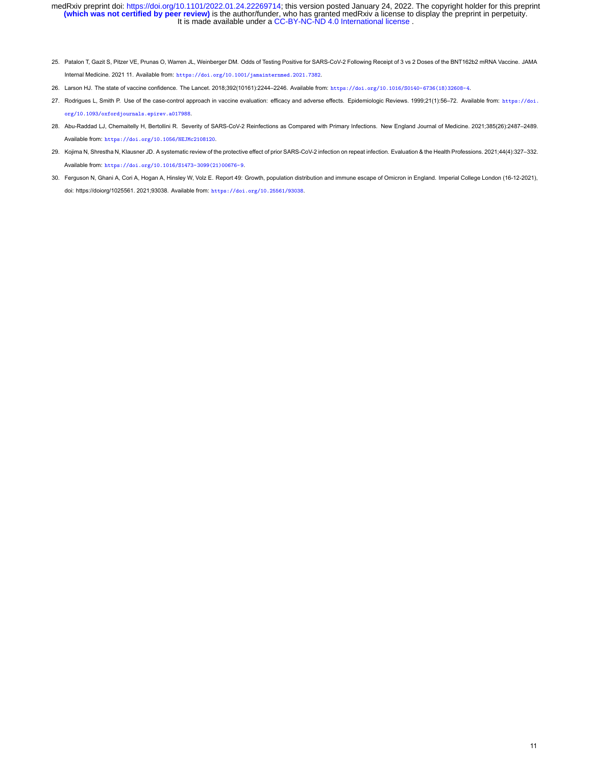25. Patalon T, Gazit S, Pitzer VE, Prunas O, Warren JL, Weinberger DM. Odds of Testing Positive for SARS-CoV-2 Following Receipt of 3 vs 2 Doses of the BNT162b2 mRNA Vaccine. JAMA Internal Medicine. 2021 11. Available from: https://doi.org/10.1001/jamainternmed.2021.7382.

26. Larson HJ. The state of vaccine confidence. The Lancet. 2018;392(10161):2244–2246. Available from: https://doi.org/10.1016/S0140-6736(18)32608-4.

27. Rodrigues L, Smith P. Use of the case-control approach in vaccine evaluation: efficacy and adverse effects. Epidemiologic Reviews. 1999;21(1):56–72. Available from: https://doi.org/10.1093/oxfordjournals.epirev.a017988.

28. Abu-Raddad LJ, Chemaitelly H, Bertollini R. Severity of SARS-CoV-2 Reinfections as Compared with Primary Infections. New England Journal of Medicine. 2021;385(26):2487–2489. Available from: https://doi.org/10.1056/NEJMc2108120.

29. Kojima N, Shrestha N, Klausner JD. A systematic review of the protective effect of prior SARS-CoV-2 infection on repeat infection. Evaluation & the Health Professions. 2021;44(4):327–332. Available from: https://doi.org/10.1016/S1473-3099(21)00676-9.

30. Ferguson N, Ghani A, Cori A, Hogan A, Hinsley W, Volz E. Report 49: Growth, population distribution and immune escape of Omicron in England. Imperial College London (16-12-2021), doi: https://doiorg/1025561. 2021;93038. Available from: https://doi.org/10.25561/93038.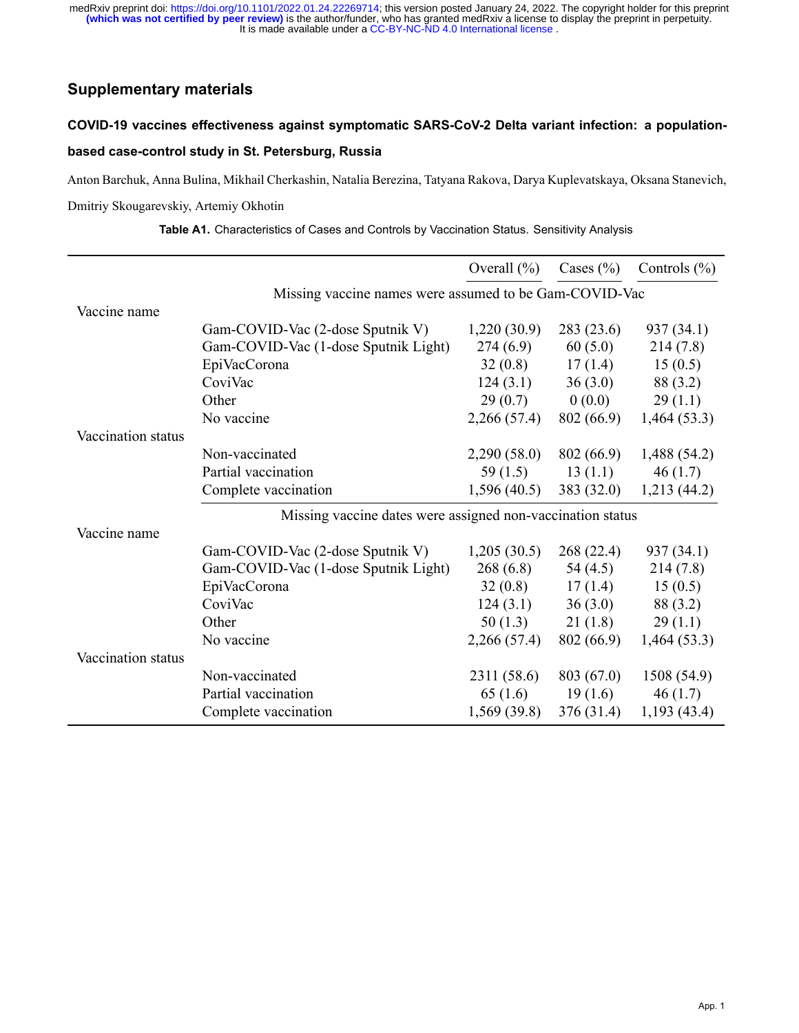## Supplementary materials

### COVID-19 vaccines effectiveness against symptomatic SARS-CoV-2 Delta variant infection: a population-based case-control study in St. Petersburg, Russia

Anton Barchuk, Anna Bulina, Mikhail Cherkashin, Natalia Berezina, Tatyana Rakova, Darya Kuplevatskaya, Oksana Stanevich, Dmitriy Skougarevskiy, Artemiy Okhotin

**Table A1.** Characteristics of Cases and Controls by Vaccination Status. Sensitivity Analysis

| | | Overall (%) | Cases (%) | Controls (%) |
|---|---|---|---|---|
| | Missing vaccine names were assumed to be Gam-COVID-Vac | | | |
| Vaccine name | | | | |
| | Gam-COVID-Vac (2-dose Sputnik V) | 1,220 (30.9) | 283 (23.6) | 937 (34.1) |
| | Gam-COVID-Vac (1-dose Sputnik Light) | 274 (6.9) | 60 (5.0) | 214 (7.8) |
| | EpiVacCorona | 32 (0.8) | 17 (1.4) | 15 (0.5) |
| | CoviVac | 124 (3.1) | 36 (3.0) | 88 (3.2) |
| | Other | 29 (0.7) | 0 (0.0) | 29 (1.1) |
| | No vaccine | 2,266 (57.4) | 802 (66.9) | 1,464 (53.3) |
| Vaccination status | | | | |
| | Non-vaccinated | 2,290 (58.0) | 802 (66.9) | 1,488 (54.2) |
| | Partial vaccination | 59 (1.5) | 13 (1.1) | 46 (1.7) |
| | Complete vaccination | 1,596 (40.5) | 383 (32.0) | 1,213 (44.2) |
| | Missing vaccine dates were assigned non-vaccination status | | | |
| Vaccine name | | | | |
| | Gam-COVID-Vac (2-dose Sputnik V) | 1,205 (30.5) | 268 (22.4) | 937 (34.1) |
| | Gam-COVID-Vac (1-dose Sputnik Light) | 268 (6.8) | 54 (4.5) | 214 (7.8) |
| | EpiVacCorona | 32 (0.8) | 17 (1.4) | 15 (0.5) |
| | CoviVac | 124 (3.1) | 36 (3.0) | 88 (3.2) |
| | Other | 50 (1.3) | 21 (1.8) | 29 (1.1) |
| | No vaccine | 2,266 (57.4) | 802 (66.9) | 1,464 (53.3) |
| Vaccination status | | | | |
| | Non-vaccinated | 2311 (58.6) | 803 (67.0) | 1508 (54.9) |
| | Partial vaccination | 65 (1.6) | 19 (1.6) | 46 (1.7) |
| | Complete vaccination | 1,569 (39.8) | 376 (31.4) | 1,193 (43.4) |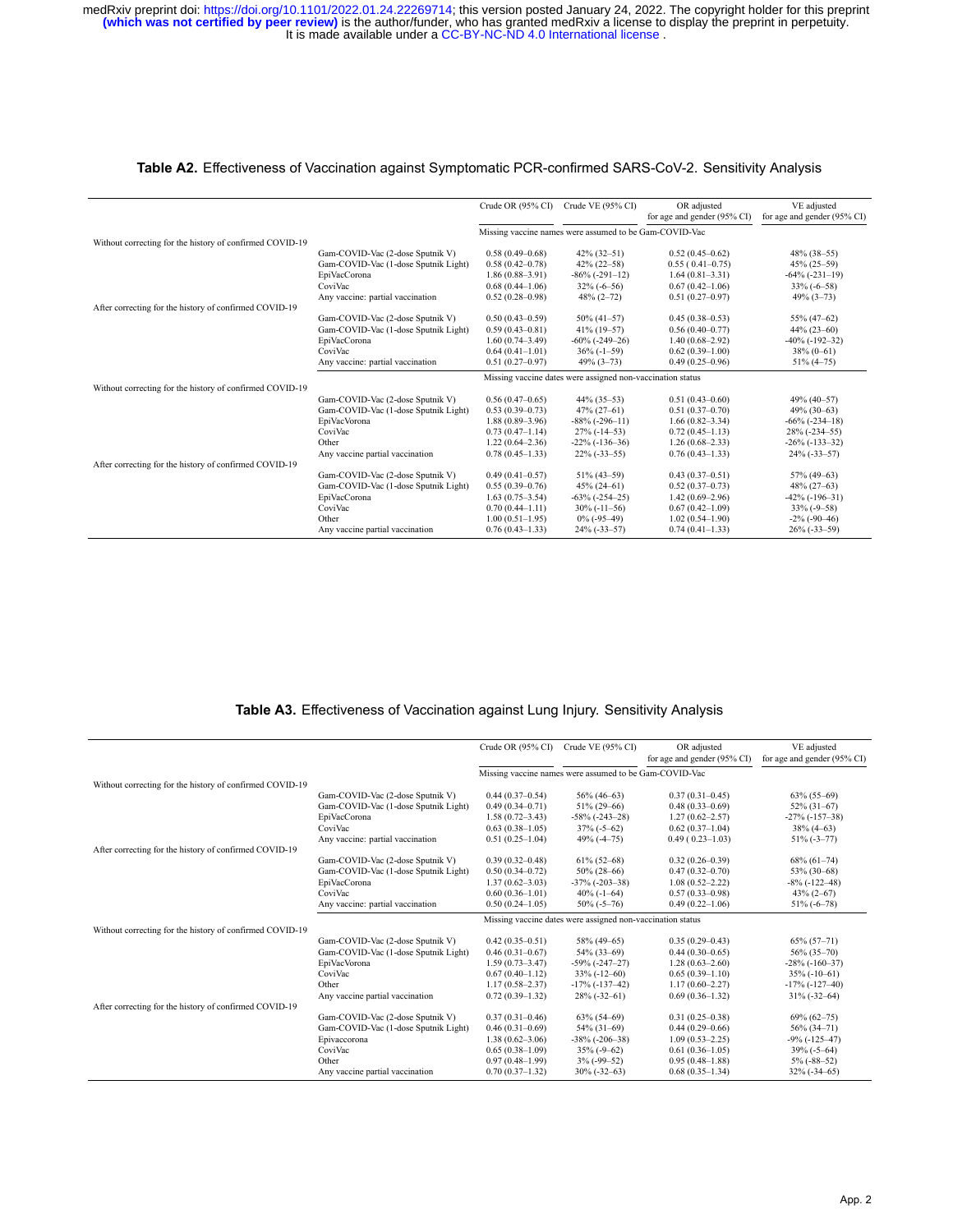**Table A2.** Effectiveness of Vaccination against Symptomatic PCR-confirmed SARS-CoV-2. Sensitivity Analysis

| | | Crude OR (95% CI) | Crude VE (95% CI) | OR adjusted for age and gender (95% CI) | VE adjusted for age and gender (95% CI) |
|---|---|---|---|---|---|
| | | Missing vaccine names were assumed to be Gam-COVID-Vac | | | |
| Without correcting for the history of confirmed COVID-19 | | | | | |
| | Gam-COVID-Vac (2-dose Sputnik V) | 0.58 (0.49–0.68) | 42% (32–51) | 0.52 (0.45–0.62) | 48% (38–55) |
| | Gam-COVID-Vac (1-dose Sputnik Light) | 0.58 (0.42–0.78) | 42% (22–58) | 0.55 ( 0.41–0.75) | 45% (25–59) |
| | EpiVacCorona | 1.86 (0.88–3.91) | -86% (-291–12) | 1.64 (0.81–3.31) | -64% (-231–19) |
| | CoviVac | 0.68 (0.44–1.06) | 32% (-6–56) | 0.67 (0.42–1.06) | 33% (-6–58) |
| | Any vaccine: partial vaccination | 0.52 (0.28–0.98) | 48% (2–72) | 0.51 (0.27–0.97) | 49% (3–73) |
| After correcting for the history of confirmed COVID-19 | | | | | |
| | Gam-COVID-Vac (2-dose Sputnik V) | 0.50 (0.43–0.59) | 50% (41–57) | 0.45 (0.38–0.53) | 55% (47–62) |
| | Gam-COVID-Vac (1-dose Sputnik Light) | 0.59 (0.43–0.81) | 41% (19–57) | 0.56 (0.40–0.77) | 44% (23–60) |
| | EpiVacCorona | 1.60 (0.74–3.49) | -60% (-249–26) | 1.40 (0.68–2.92) | -40% (-192–32) |
| | CoviVac | 0.64 (0.41–1.01) | 36% (-1–59) | 0.62 (0.39–1.00) | 38% (0–61) |
| | Any vaccine: partial vaccination | 0.51 (0.27–0.97) | 49% (3–73) | 0.49 (0.25–0.96) | 51% (4–75) |
| | | Missing vaccine dates were assigned non-vaccination status | | | |
| Without correcting for the history of confirmed COVID-19 | | | | | |
| | Gam-COVID-Vac (2-dose Sputnik V) | 0.56 (0.47–0.65) | 44% (35–53) | 0.51 (0.43–0.60) | 49% (40–57) |
| | Gam-COVID-Vac (1-dose Sputnik Light) | 0.53 (0.39–0.73) | 47% (27–61) | 0.51 (0.37–0.70) | 49% (30–63) |
| | EpiVacVorona | 1.88 (0.89–3.96) | -88% (-296–11) | 1.66 (0.82–3.34) | -66% (-234–18) |
| | CoviVac | 0.73 (0.47–1.14) | 27% (-14–53) | 0.72 (0.45–1.13) | 28% (-234–55) |
| | Other | 1.22 (0.64–2.36) | -22% (-136–36) | 1.26 (0.68–2.33) | -26% (-133–32) |
| | Any vaccine partial vaccination | 0.78 (0.45–1.33) | 22% (-33–55) | 0.76 (0.43–1.33) | 24% (-33–57) |
| After correcting for the history of confirmed COVID-19 | | | | | |
| | Gam-COVID-Vac (2-dose Sputnik V) | 0.49 (0.41–0.57) | 51% (43–59) | 0.43 (0.37–0.51) | 57% (49–63) |
| | Gam-COVID-Vac (1-dose Sputnik Light) | 0.55 (0.39–0.76) | 45% (24–61) | 0.52 (0.37–0.73) | 48% (27–63) |
| | EpiVacCorona | 1.63 (0.75–3.54) | -63% (-254–25) | 1.42 (0.69–2.96) | -42% (-196–31) |
| | CoviVac | 0.70 (0.44–1.11) | 30% (-11–56) | 0.67 (0.42–1.09) | 33% (-9–58) |
| | Other | 1.00 (0.51–1.95) | 0% (-95–49) | 1.02 (0.54–1.90) | -2% (-90–46) |
| | Any vaccine partial vaccination | 0.76 (0.43–1.33) | 24% (-33–57) | 0.74 (0.41–1.33) | 26% (-33–59) |

**Table A3.** Effectiveness of Vaccination against Lung Injury. Sensitivity Analysis

| | | Crude OR (95% CI) | Crude VE (95% CI) | OR adjusted for age and gender (95% CI) | VE adjusted for age and gender (95% CI) |
|---|---|---|---|---|---|
| | | Missing vaccine names were assumed to be Gam-COVID-Vac | | | |
| Without correcting for the history of confirmed COVID-19 | | | | | |
| | Gam-COVID-Vac (2-dose Sputnik V) | 0.44 (0.37–0.54) | 56% (46–63) | 0.37 (0.31–0.45) | 63% (55–69) |
| | Gam-COVID-Vac (1-dose Sputnik Light) | 0.49 (0.34–0.71) | 51% (29–66) | 0.48 (0.33–0.69) | 52% (31–67) |
| | EpiVacCorona | 1.58 (0.72–3.43) | -58% (-243–28) | 1.27 (0.62–2.57) | -27% (-157–38) |
| | CoviVac | 0.63 (0.38–1.05) | 37% (-5–62) | 0.62 (0.37–1.04) | 38% (4–63) |
| | Any vaccine: partial vaccination | 0.51 (0.25–1.04) | 49% (-4–75) | 0.49 ( 0.23–1.03) | 51% (-3–77) |
| After correcting for the history of confirmed COVID-19 | | | | | |
| | Gam-COVID-Vac (2-dose Sputnik V) | 0.39 (0.32–0.48) | 61% (52–68) | 0.32 (0.26–0.39) | 68% (61–74) |
| | Gam-COVID-Vac (1-dose Sputnik Light) | 0.50 (0.34–0.72) | 50% (28–66) | 0.47 (0.32–0.70) | 53% (30–68) |
| | EpiVacCorona | 1.37 (0.62–3.03) | -37% (-203–38) | 1.08 (0.52–2.22) | -8% (-122–48) |
| | CoviVac | 0.60 (0.36–1.01) | 40% (-1–64) | 0.57 (0.33–0.98) | 43% (2–67) |
| | Any vaccine: partial vaccination | 0.50 (0.24–1.05) | 50% (-5–76) | 0.49 (0.22–1.06) | 51% (-6–78) |
| | | Missing vaccine dates were assigned non-vaccination status | | | |
| Without correcting for the history of confirmed COVID-19 | | | | | |
| | Gam-COVID-Vac (2-dose Sputnik V) | 0.42 (0.35–0.51) | 58% (49–65) | 0.35 (0.29–0.43) | 65% (57–71) |
| | Gam-COVID-Vac (1-dose Sputnik Light) | 0.46 (0.31–0.67) | 54% (33–69) | 0.44 (0.30–0.65) | 56% (35–70) |
| | EpiVacVorona | 1.59 (0.73–3.47) | -59% (-247–27) | 1.28 (0.63–2.60) | -28% (-160–37) |
| | CoviVac | 0.67 (0.40–1.12) | 33% (-12–60) | 0.65 (0.39–1.10) | 35% (-10–61) |
| | Other | 1.17 (0.58–2.37) | -17% (-137–42) | 1.17 (0.60–2.27) | -17% (-127–40) |
| | Any vaccine partial vaccination | 0.72 (0.39–1.32) | 28% (-32–61) | 0.69 (0.36–1.32) | 31% (-32–64) |
| After correcting for the history of confirmed COVID-19 | | | | | |
| | Gam-COVID-Vac (2-dose Sputnik V) | 0.37 (0.31–0.46) | 63% (54–69) | 0.31 (0.25–0.38) | 69% (62–75) |
| | Gam-COVID-Vac (1-dose Sputnik Light) | 0.46 (0.31–0.69) | 54% (31–69) | 0.44 (0.29–0.66) | 56% (34–71) |
| | Epivaccorona | 1.38 (0.62–3.06) | -38% (-206–38) | 1.09 (0.53–2.25) | -9% (-125–47) |
| | CoviVac | 0.65 (0.38–1.09) | 35% (-9–62) | 0.61 (0.36–1.05) | 39% (-5–64) |
| | Other | 0.97 (0.48–1.99) | 3% (-99–52) | 0.95 (0.48–1.88) | 5% (-88–52) |
| | Any vaccine partial vaccination | 0.70 (0.37–1.32) | 30% (-32–63) | 0.68 (0.35–1.34) | 32% (-34–65) |